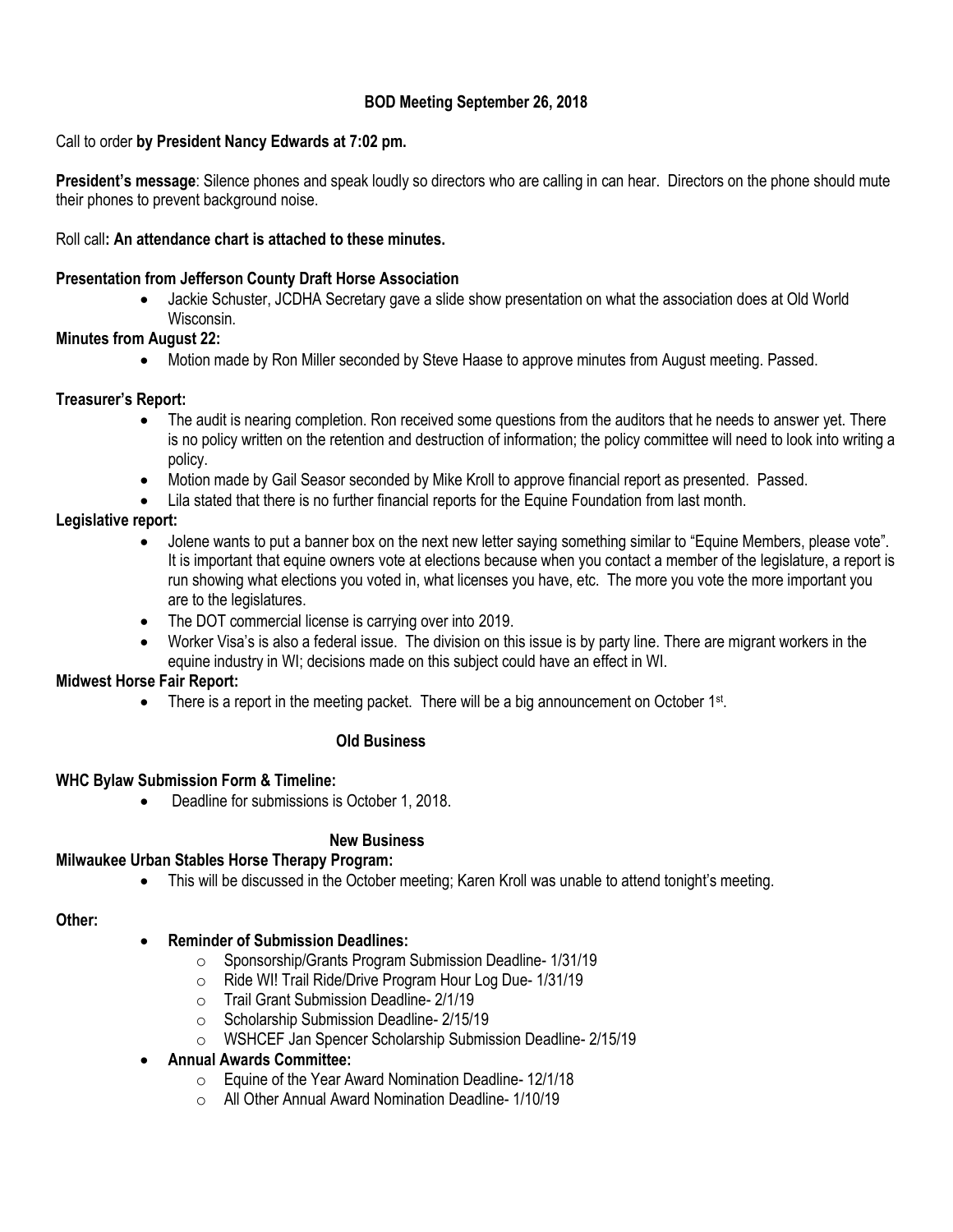**BOD Meeting September 26, 2018**

Call to order **by President Nancy Edwards at 7:02 pm.**

**President's message**: Silence phones and speak loudly so directors who are calling in can hear. Directors on the phone should mute their phones to prevent background noise.

Roll call**: An attendance chart is attached to these minutes.**

**Presentation from Jefferson County Draft Horse Association**

- Jackie Schuster, JCDHA Secretary gave a slide show presentation on what the association does at Old World Wisconsin.

**Minutes from August 22:**

- Motion made by Ron Miller seconded by Steve Haase to approve minutes from August meeting. Passed.

**Treasurer's Report:**

- The audit is nearing completion. Ron received some questions from the auditors that he needs to answer yet. There is no policy written on the retention and destruction of information; the policy committee will need to look into writing a policy.
- Motion made by Gail Seasor seconded by Mike Kroll to approve financial report as presented. Passed.
- Lila stated that there is no further financial reports for the Equine Foundation from last month.

**Legislative report:**

- Jolene wants to put a banner box on the next new letter saying something similar to "Equine Members, please vote". It is important that equine owners vote at elections because when you contact a member of the legislature, a report is run showing what elections you voted in, what licenses you have, etc. The more you vote the more important you are to the legislatures.
- The DOT commercial license is carrying over into 2019.
- Worker Visa's is also a federal issue. The division on this issue is by party line. There are migrant workers in the equine industry in WI; decisions made on this subject could have an effect in WI.

**Midwest Horse Fair Report:**

- There is a report in the meeting packet. There will be a big announcement on October 1st.

**Old Business**

**WHC Bylaw Submission Form & Timeline:**

- Deadline for submissions is October 1, 2018.

**New Business**

**Milwaukee Urban Stables Horse Therapy Program:**

- This will be discussed in the October meeting; Karen Kroll was unable to attend tonight's meeting.

**Other:**

- **Reminder of Submission Deadlines:**
  - Sponsorship/Grants Program Submission Deadline- 1/31/19
  - Ride WI! Trail Ride/Drive Program Hour Log Due- 1/31/19
  - Trail Grant Submission Deadline- 2/1/19
  - Scholarship Submission Deadline- 2/15/19
  - WSHCEF Jan Spencer Scholarship Submission Deadline- 2/15/19
- **Annual Awards Committee:**
  - Equine of the Year Award Nomination Deadline- 12/1/18
  - All Other Annual Award Nomination Deadline- 1/10/19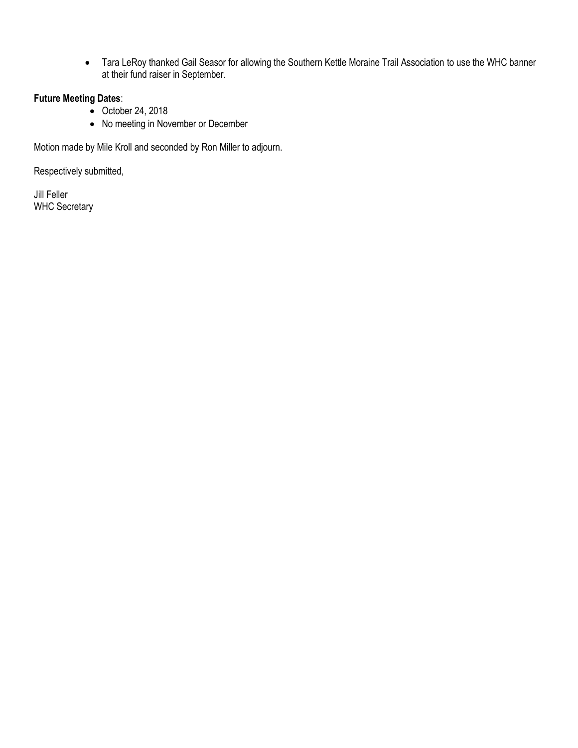- Tara LeRoy thanked Gail Seasor for allowing the Southern Kettle Moraine Trail Association to use the WHC banner at their fund raiser in September.

**Future Meeting Dates**:

- October 24, 2018
- No meeting in November or December

Motion made by Mile Kroll and seconded by Ron Miller to adjourn.

Respectively submitted,

Jill Feller
WHC Secretary